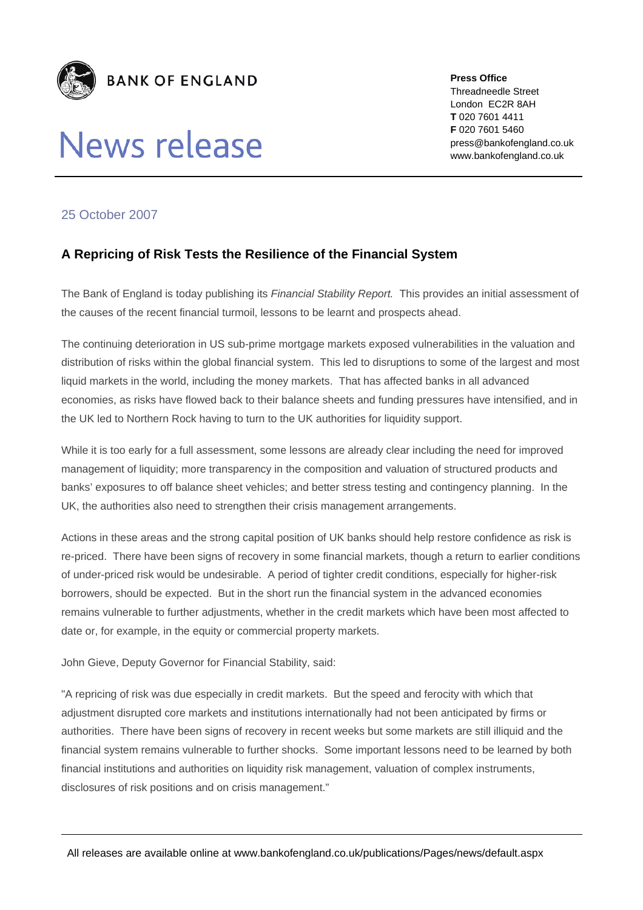BANK OF ENGLAND

# News release

**Press Office**
Threadneedle Street
London EC2R 8AH
**T** 020 7601 4411
**F** 020 7601 5460
press@bankofengland.co.uk
www.bankofengland.co.uk

25 October 2007

## A Repricing of Risk Tests the Resilience of the Financial System

The Bank of England is today publishing its *Financial Stability Report.* This provides an initial assessment of the causes of the recent financial turmoil, lessons to be learnt and prospects ahead.

The continuing deterioration in US sub-prime mortgage markets exposed vulnerabilities in the valuation and distribution of risks within the global financial system. This led to disruptions to some of the largest and most liquid markets in the world, including the money markets. That has affected banks in all advanced economies, as risks have flowed back to their balance sheets and funding pressures have intensified, and in the UK led to Northern Rock having to turn to the UK authorities for liquidity support.

While it is too early for a full assessment, some lessons are already clear including the need for improved management of liquidity; more transparency in the composition and valuation of structured products and banks' exposures to off balance sheet vehicles; and better stress testing and contingency planning. In the UK, the authorities also need to strengthen their crisis management arrangements.

Actions in these areas and the strong capital position of UK banks should help restore confidence as risk is re-priced. There have been signs of recovery in some financial markets, though a return to earlier conditions of under-priced risk would be undesirable. A period of tighter credit conditions, especially for higher-risk borrowers, should be expected. But in the short run the financial system in the advanced economies remains vulnerable to further adjustments, whether in the credit markets which have been most affected to date or, for example, in the equity or commercial property markets.

John Gieve, Deputy Governor for Financial Stability, said:

"A repricing of risk was due especially in credit markets. But the speed and ferocity with which that adjustment disrupted core markets and institutions internationally had not been anticipated by firms or authorities. There have been signs of recovery in recent weeks but some markets are still illiquid and the financial system remains vulnerable to further shocks. Some important lessons need to be learned by both financial institutions and authorities on liquidity risk management, valuation of complex instruments, disclosures of risk positions and on crisis management."

All releases are available online at www.bankofengland.co.uk/publications/Pages/news/default.aspx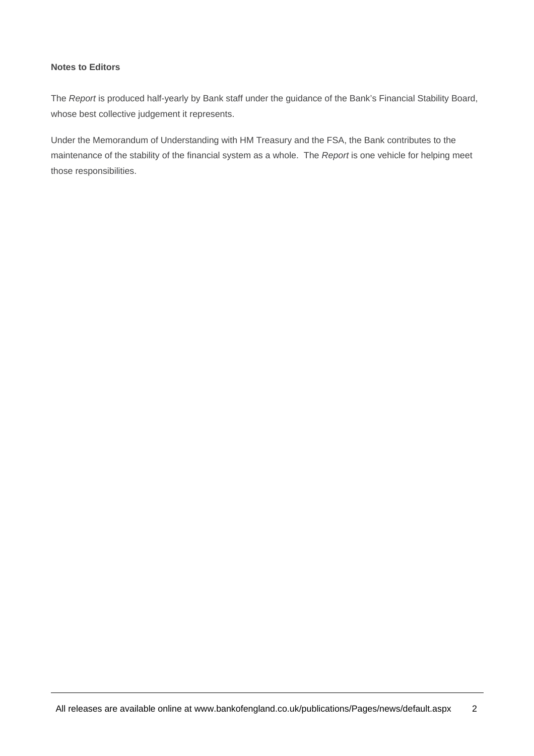**Notes to Editors**

The *Report* is produced half-yearly by Bank staff under the guidance of the Bank's Financial Stability Board, whose best collective judgement it represents.

Under the Memorandum of Understanding with HM Treasury and the FSA, the Bank contributes to the maintenance of the stability of the financial system as a whole. The *Report* is one vehicle for helping meet those responsibilities.